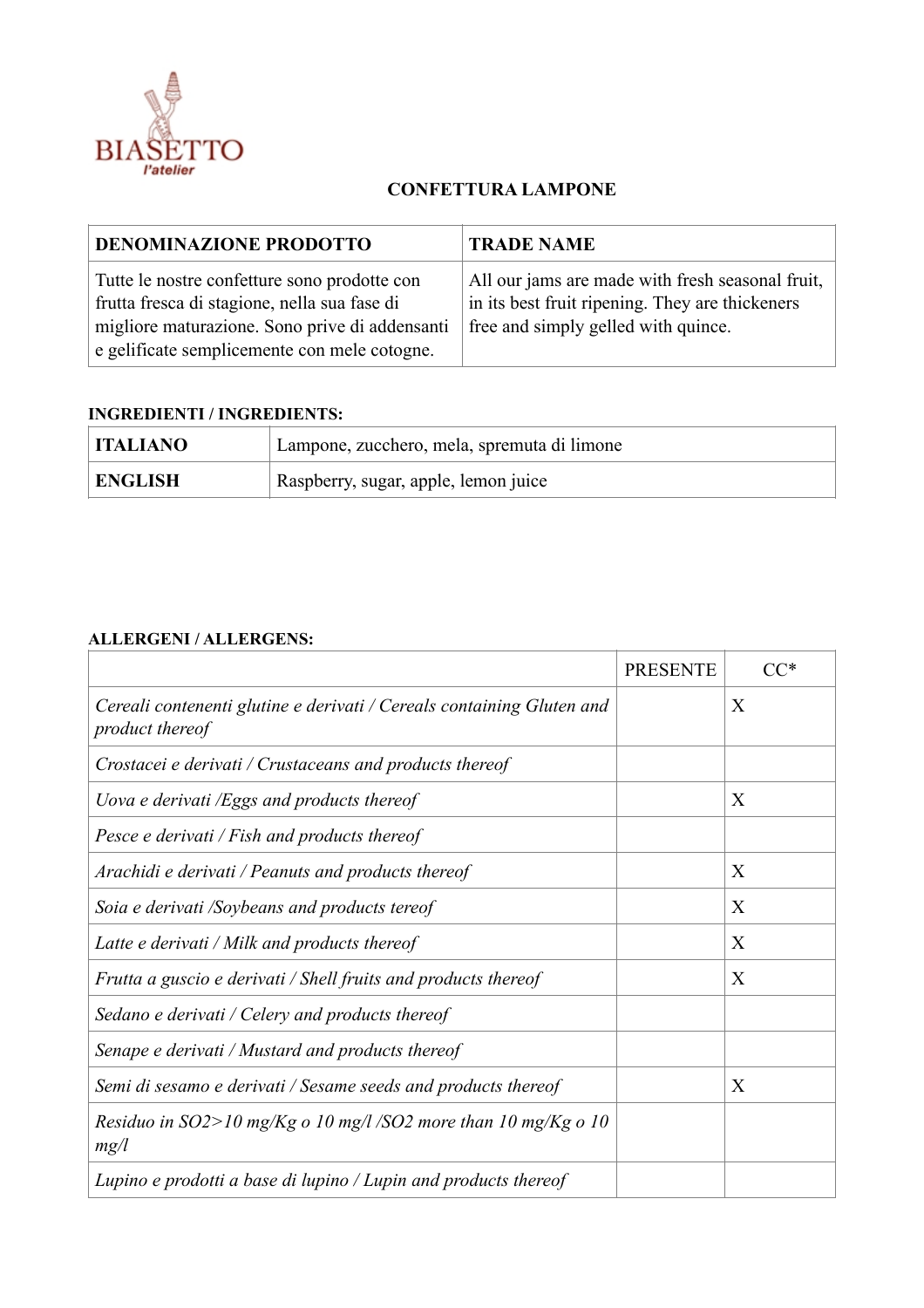BIASETTO
l'atelier

# CONFETTURA LAMPONE

| DENOMINAZIONE PRODOTTO | TRADE NAME |
|---|---|
| Tutte le nostre confetture sono prodotte con frutta fresca di stagione, nella sua fase di migliore maturazione. Sono prive di addensanti e gelificate semplicemente con mele cotogne. | All our jams are made with fresh seasonal fruit, in its best fruit ripening. They are thickeners free and simply gelled with quince. |

**INGREDIENTI / INGREDIENTS:**

| | |
|---|---|
| **ITALIANO** | Lampone, zucchero, mela, spremuta di limone |
| **ENGLISH** | Raspberry, sugar, apple, lemon juice |

**ALLERGENI / ALLERGENS:**

| | PRESENTE | CC* |
|---|---|---|
| *Cereali contenenti glutine e derivati / Cereals containing Gluten and product thereof* | | X |
| *Crostacei e derivati / Crustaceans and products thereof* | | |
| *Uova e derivati /Eggs and products thereof* | | X |
| *Pesce e derivati / Fish and products thereof* | | |
| *Arachidi e derivati / Peanuts and products thereof* | | X |
| *Soia e derivati /Soybeans and products tereof* | | X |
| *Latte e derivati / Milk and products thereof* | | X |
| *Frutta a guscio e derivati / Shell fruits and products thereof* | | X |
| *Sedano e derivati / Celery and products thereof* | | |
| *Senape e derivati / Mustard and products thereof* | | |
| *Semi di sesamo e derivati / Sesame seeds and products thereof* | | X |
| *Residuo in SO2>10 mg/Kg o 10 mg/l /SO2 more than 10 mg/Kg o 10 mg/l* | | |
| *Lupino e prodotti a base di lupino / Lupin and products thereof* | | |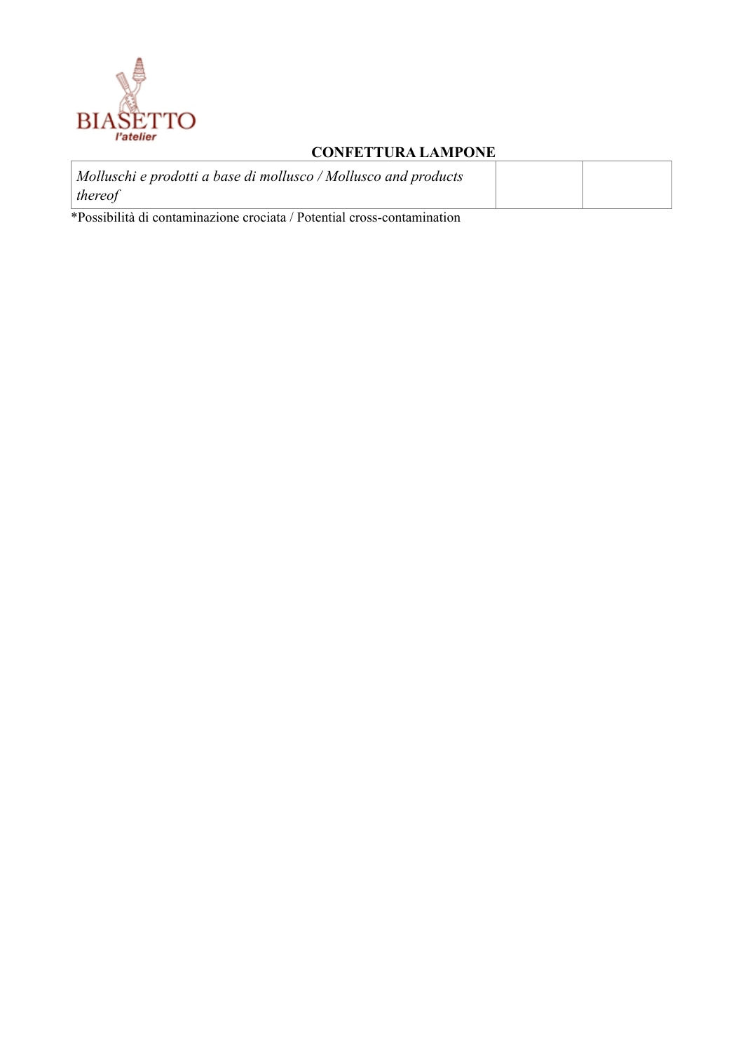**CONFETTURA LAMPONE**

| | | |
|---|---|---|
| *Molluschi e prodotti a base di mollusco / Mollusco and products thereof* | | |

*Possibilità di contaminazione crociata / Potential cross-contamination